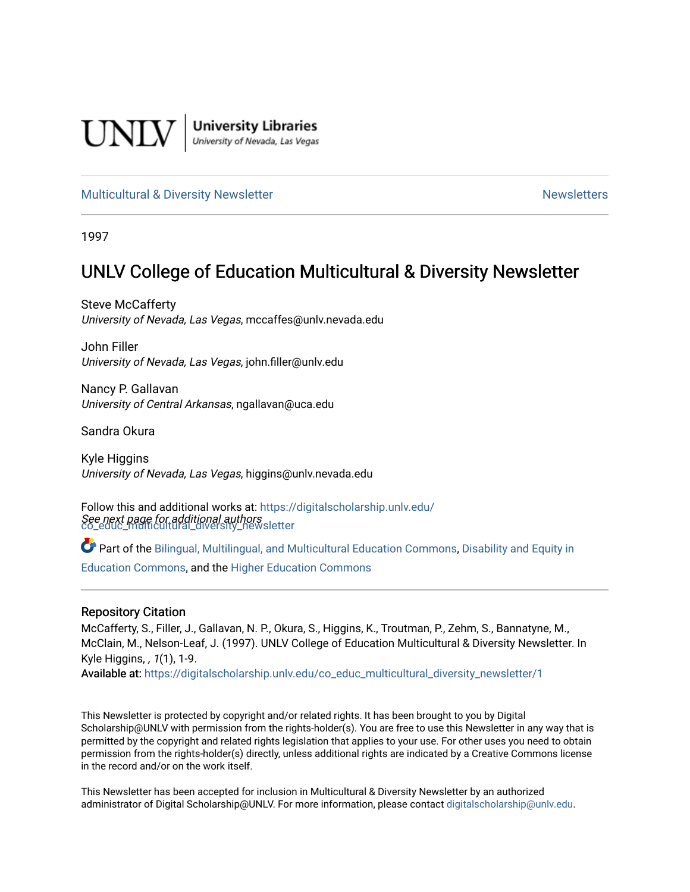UNLV | University Libraries
University of Nevada, Las Vegas

Multicultural & Diversity Newsletter — Newsletters

1997

# UNLV College of Education Multicultural & Diversity Newsletter

Steve McCafferty
*University of Nevada, Las Vegas*, mccaffes@unlv.nevada.edu

John Filler
*University of Nevada, Las Vegas*, john.filler@unlv.edu

Nancy P. Gallavan
*University of Central Arkansas*, ngallavan@uca.edu

Sandra Okura

Kyle Higgins
*University of Nevada, Las Vegas*, higgins@unlv.nevada.edu

*See next page for additional authors*

Follow this and additional works at: https://digitalscholarship.unlv.edu/co_educ_multicultural_diversity_newsletter

Part of the Bilingual, Multilingual, and Multicultural Education Commons, Disability and Equity in Education Commons, and the Higher Education Commons

## Repository Citation

McCafferty, S., Filler, J., Gallavan, N. P., Okura, S., Higgins, K., Troutman, P., Zehm, S., Bannatyne, M., McClain, M., Nelson-Leaf, J. (1997). UNLV College of Education Multicultural & Diversity Newsletter. In Kyle Higgins, , *1*(1), 1-9.
**Available at:** https://digitalscholarship.unlv.edu/co_educ_multicultural_diversity_newsletter/1

This Newsletter is protected by copyright and/or related rights. It has been brought to you by Digital Scholarship@UNLV with permission from the rights-holder(s). You are free to use this Newsletter in any way that is permitted by the copyright and related rights legislation that applies to your use. For other uses you need to obtain permission from the rights-holder(s) directly, unless additional rights are indicated by a Creative Commons license in the record and/or on the work itself.

This Newsletter has been accepted for inclusion in Multicultural & Diversity Newsletter by an authorized administrator of Digital Scholarship@UNLV. For more information, please contact digitalscholarship@unlv.edu.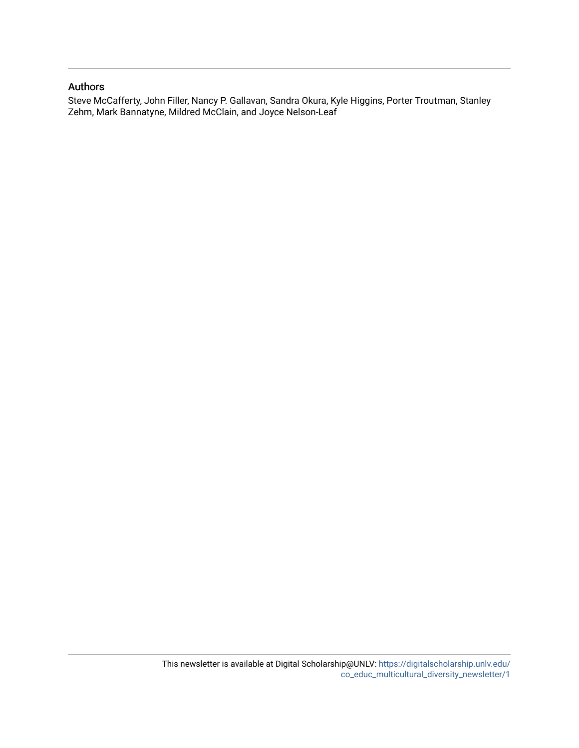## Authors

Steve McCafferty, John Filler, Nancy P. Gallavan, Sandra Okura, Kyle Higgins, Porter Troutman, Stanley Zehm, Mark Bannatyne, Mildred McClain, and Joyce Nelson-Leaf

This newsletter is available at Digital Scholarship@UNLV: https://digitalscholarship.unlv.edu/co_educ_multicultural_diversity_newsletter/1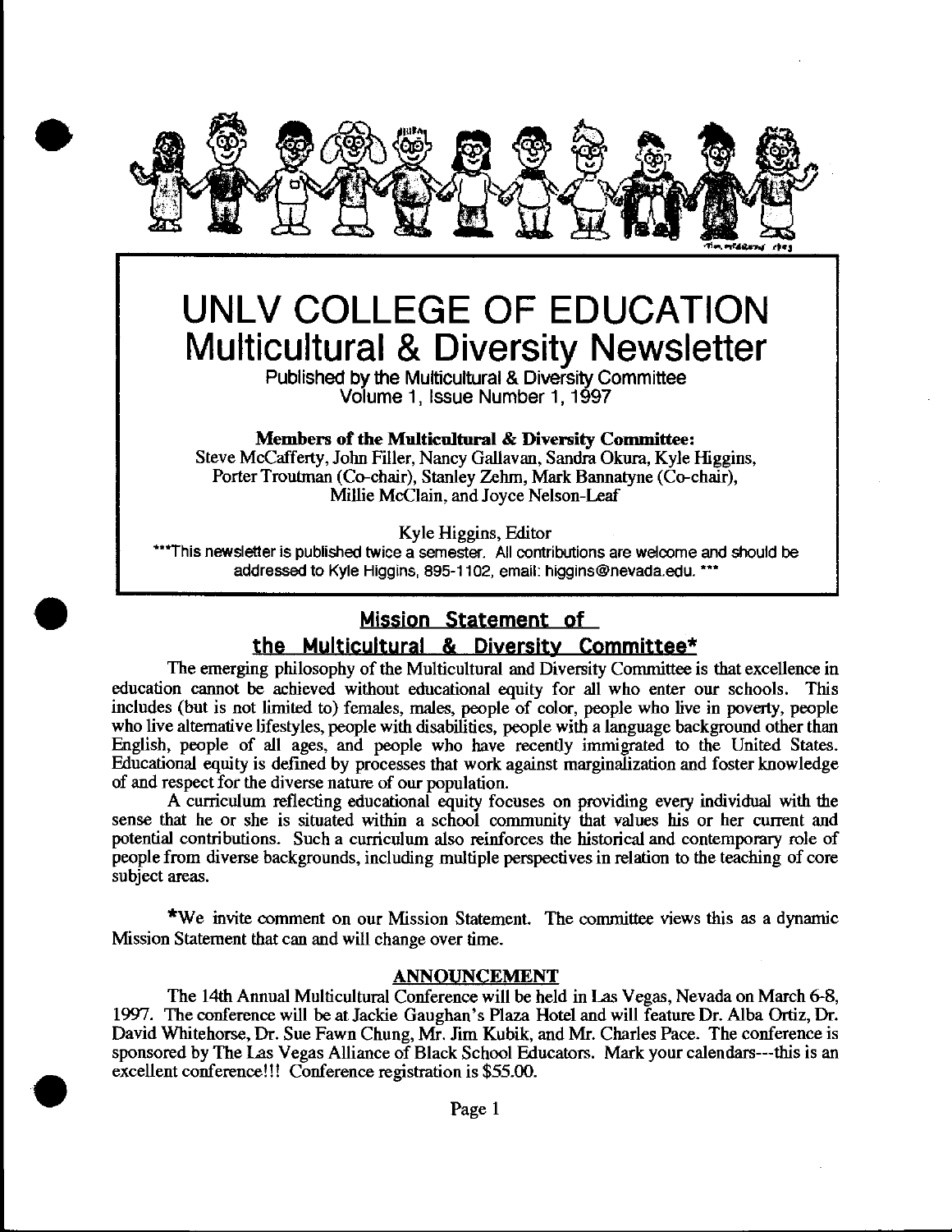# UNLV COLLEGE OF EDUCATION
## Multicultural & Diversity Newsletter

Published by the Multicultural & Diversity Committee
Volume 1, Issue Number 1, 1997

**Members of the Multicultural & Diversity Committee:**
Steve McCafferty, John Filler, Nancy Gallavan, Sandra Okura, Kyle Higgins, Porter Troutman (Co-chair), Stanley Zehm, Mark Bannatyne (Co-chair), Millie McClain, and Joyce Nelson-Leaf

Kyle Higgins, Editor
***This newsletter is published twice a semester. All contributions are welcome and should be addressed to Kyle Higgins, 895-1102, email: higgins@nevada.edu. ***

## Mission Statement of the Multicultural & Diversity Committee*

The emerging philosophy of the Multicultural and Diversity Committee is that excellence in education cannot be achieved without educational equity for all who enter our schools. This includes (but is not limited to) females, males, people of color, people who live in poverty, people who live alternative lifestyles, people with disabilities, people with a language background other than English, people of all ages, and people who have recently immigrated to the United States. Educational equity is defined by processes that work against marginalization and foster knowledge of and respect for the diverse nature of our population.

A curriculum reflecting educational equity focuses on providing every individual with the sense that he or she is situated within a school community that values his or her current and potential contributions. Such a curriculum also reinforces the historical and contemporary role of people from diverse backgrounds, including multiple perspectives in relation to the teaching of core subject areas.

*We invite comment on our Mission Statement. The committee views this as a dynamic Mission Statement that can and will change over time.

### ANNOUNCEMENT

The 14th Annual Multicultural Conference will be held in Las Vegas, Nevada on March 6-8, 1997. The conference will be at Jackie Gaughan's Plaza Hotel and will feature Dr. Alba Ortiz, Dr. David Whitehorse, Dr. Sue Fawn Chung, Mr. Jim Kubik, and Mr. Charles Pace. The conference is sponsored by The Las Vegas Alliance of Black School Educators. Mark your calendars---this is an excellent conference!!! Conference registration is $55.00.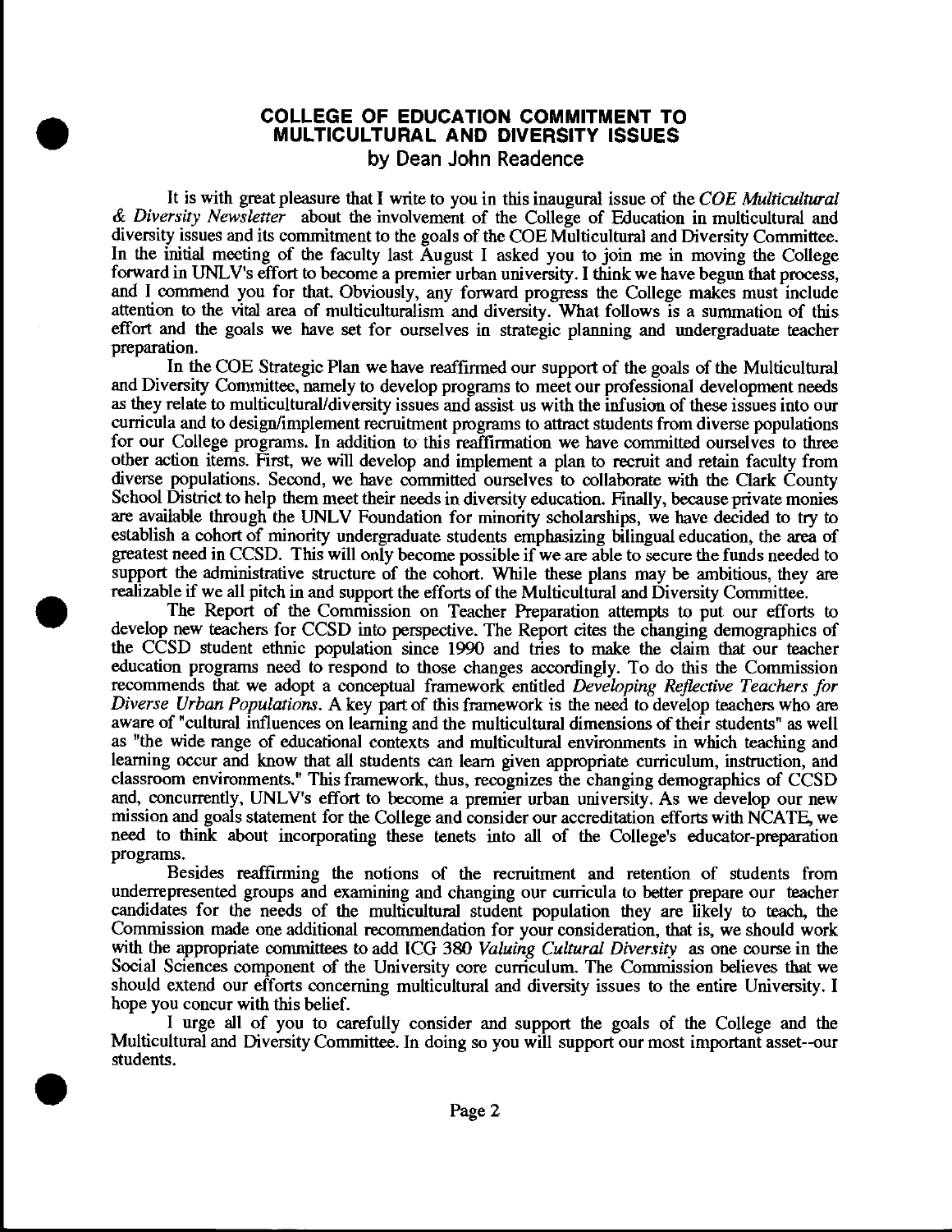## COLLEGE OF EDUCATION COMMITMENT TO MULTICULTURAL AND DIVERSITY ISSUES

by Dean John Readence

It is with great pleasure that I write to you in this inaugural issue of the *COE Multicultural & Diversity Newsletter* about the involvement of the College of Education in multicultural and diversity issues and its commitment to the goals of the COE Multicultural and Diversity Committee. In the initial meeting of the faculty last August I asked you to join me in moving the College forward in UNLV's effort to become a premier urban university. I think we have begun that process, and I commend you for that. Obviously, any forward progress the College makes must include attention to the vital area of multiculturalism and diversity. What follows is a summation of this effort and the goals we have set for ourselves in strategic planning and undergraduate teacher preparation.

In the COE Strategic Plan we have reaffirmed our support of the goals of the Multicultural and Diversity Committee, namely to develop programs to meet our professional development needs as they relate to multicultural/diversity issues and assist us with the infusion of these issues into our curricula and to design/implement recruitment programs to attract students from diverse populations for our College programs. In addition to this reaffirmation we have committed ourselves to three other action items. First, we will develop and implement a plan to recruit and retain faculty from diverse populations. Second, we have committed ourselves to collaborate with the Clark County School District to help them meet their needs in diversity education. Finally, because private monies are available through the UNLV Foundation for minority scholarships, we have decided to try to establish a cohort of minority undergraduate students emphasizing bilingual education, the area of greatest need in CCSD. This will only become possible if we are able to secure the funds needed to support the administrative structure of the cohort. While these plans may be ambitious, they are realizable if we all pitch in and support the efforts of the Multicultural and Diversity Committee.

The Report of the Commission on Teacher Preparation attempts to put our efforts to develop new teachers for CCSD into perspective. The Report cites the changing demographics of the CCSD student ethnic population since 1990 and tries to make the claim that our teacher education programs need to respond to those changes accordingly. To do this the Commission recommends that we adopt a conceptual framework entitled *Developing Reflective Teachers for Diverse Urban Populations*. A key part of this framework is the need to develop teachers who are aware of "cultural influences on learning and the multicultural dimensions of their students" as well as "the wide range of educational contexts and multicultural environments in which teaching and learning occur and know that all students can learn given appropriate curriculum, instruction, and classroom environments." This framework, thus, recognizes the changing demographics of CCSD and, concurrently, UNLV's effort to become a premier urban university. As we develop our new mission and goals statement for the College and consider our accreditation efforts with NCATE, we need to think about incorporating these tenets into all of the College's educator-preparation programs.

Besides reaffirming the notions of the recruitment and retention of students from underrepresented groups and examining and changing our curricula to better prepare our teacher candidates for the needs of the multicultural student population they are likely to teach, the Commission made one additional recommendation for your consideration, that is, we should work with the appropriate committees to add ICG 380 *Valuing Cultural Diversity* as one course in the Social Sciences component of the University core curriculum. The Commission believes that we should extend our efforts concerning multicultural and diversity issues to the entire University. I hope you concur with this belief.

I urge all of you to carefully consider and support the goals of the College and the Multicultural and Diversity Committee. In doing so you will support our most important asset--our students.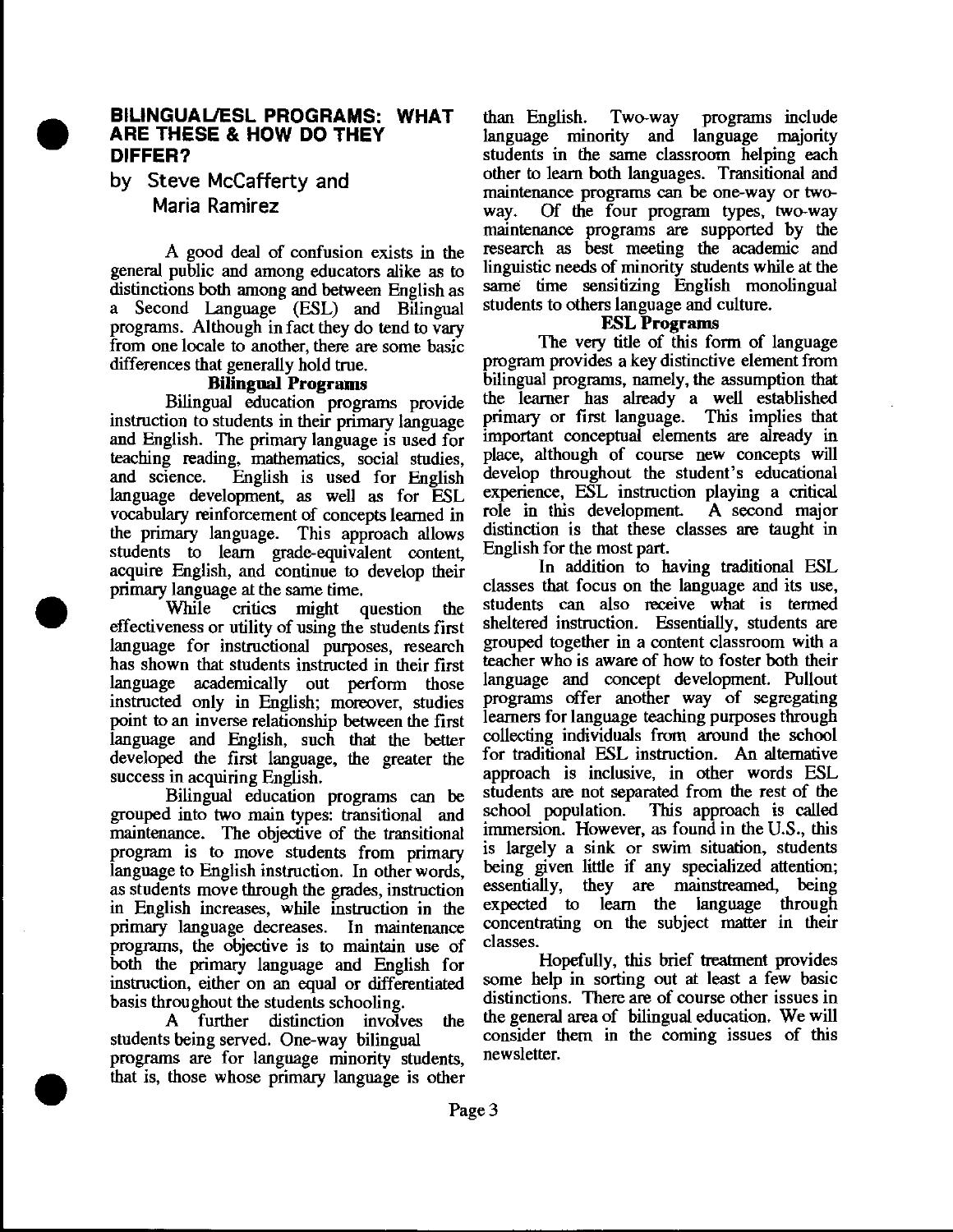## BILINGUAL/ESL PROGRAMS: WHAT ARE THESE & HOW DO THEY DIFFER?

by Steve McCafferty and Maria Ramirez

A good deal of confusion exists in the general public and among educators alike as to distinctions both among and between English as a Second Language (ESL) and Bilingual programs. Although in fact they do tend to vary from one locale to another, there are some basic differences that generally hold true.

### Bilingual Programs

Bilingual education programs provide instruction to students in their primary language and English. The primary language is used for teaching reading, mathematics, social studies, and science. English is used for English language development, as well as for ESL vocabulary reinforcement of concepts learned in the primary language. This approach allows students to learn grade-equivalent content, acquire English, and continue to develop their primary language at the same time.

While critics might question the effectiveness or utility of using the students first language for instructional purposes, research has shown that students instructed in their first language academically out perform those instructed only in English; moreover, studies point to an inverse relationship between the first language and English, such that the better developed the first language, the greater the success in acquiring English.

Bilingual education programs can be grouped into two main types: transitional and maintenance. The objective of the transitional program is to move students from primary language to English instruction. In other words, as students move through the grades, instruction in English increases, while instruction in the primary language decreases. In maintenance programs, the objective is to maintain use of both the primary language and English for instruction, either on an equal or differentiated basis throughout the students schooling.

A further distinction involves the students being served. One-way bilingual programs are for language minority students, that is, those whose primary language is other than English. Two-way programs include language minority and language majority students in the same classroom helping each other to learn both languages. Transitional and maintenance programs can be one-way or two-way. Of the four program types, two-way maintenance programs are supported by the research as best meeting the academic and linguistic needs of minority students while at the same time sensitizing English monolingual students to others language and culture.

### ESL Programs

The very title of this form of language program provides a key distinctive element from bilingual programs, namely, the assumption that the learner has already a well established primary or first language. This implies that important conceptual elements are already in place, although of course new concepts will develop throughout the student's educational experience, ESL instruction playing a critical role in this development. A second major distinction is that these classes are taught in English for the most part.

In addition to having traditional ESL classes that focus on the language and its use, students can also receive what is termed sheltered instruction. Essentially, students are grouped together in a content classroom with a teacher who is aware of how to foster both their language and concept development. Pullout programs offer another way of segregating learners for language teaching purposes through collecting individuals from around the school for traditional ESL instruction. An alternative approach is inclusive, in other words ESL students are not separated from the rest of the school population. This approach is called immersion. However, as found in the U.S., this is largely a sink or swim situation, students being given little if any specialized attention; essentially, they are mainstreamed, being expected to learn the language through concentrating on the subject matter in their classes.

Hopefully, this brief treatment provides some help in sorting out at least a few basic distinctions. There are of course other issues in the general area of bilingual education. We will consider them in the coming issues of this newsletter.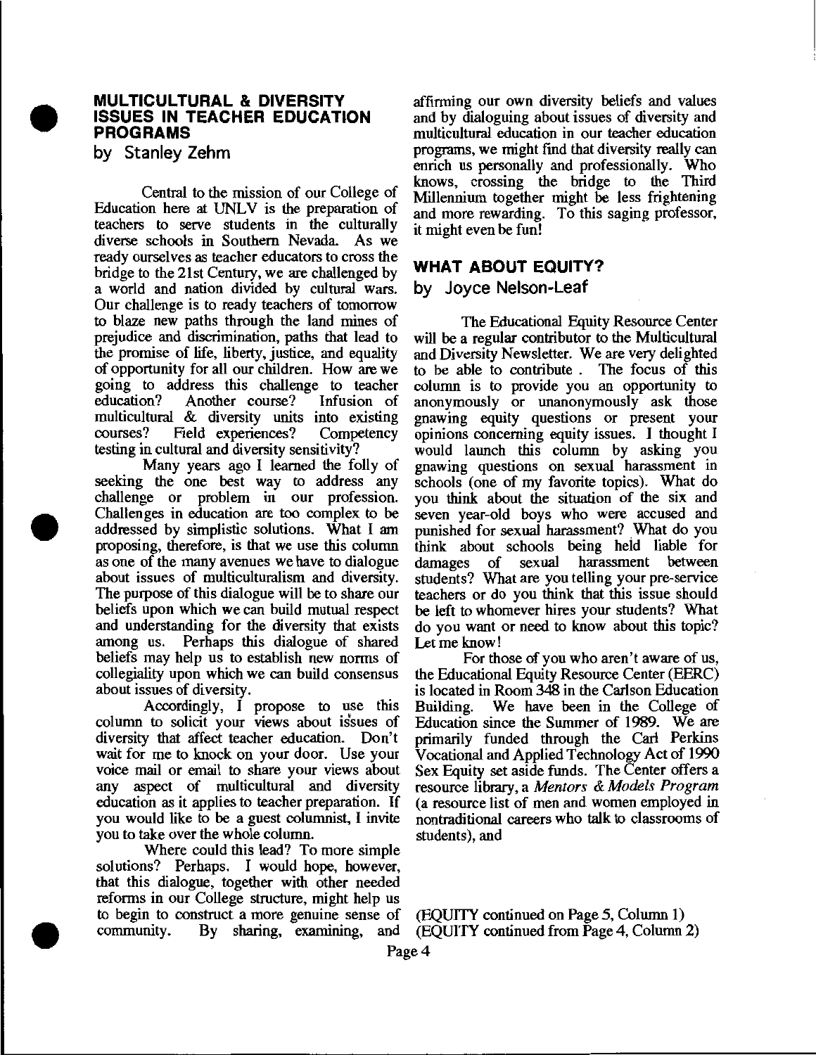## MULTICULTURAL & DIVERSITY ISSUES IN TEACHER EDUCATION PROGRAMS

by Stanley Zehm

Central to the mission of our College of Education here at UNLV is the preparation of teachers to serve students in the culturally diverse schools in Southern Nevada. As we ready ourselves as teacher educators to cross the bridge to the 21st Century, we are challenged by a world and nation divided by cultural wars. Our challenge is to ready teachers of tomorrow to blaze new paths through the land mines of prejudice and discrimination, paths that lead to the promise of life, liberty, justice, and equality of opportunity for all our children. How are we going to address this challenge to teacher education? Another course? Infusion of multicultural & diversity units into existing courses? Field experiences? Competency testing in cultural and diversity sensitivity?

Many years ago I learned the folly of seeking the one best way to address any challenge or problem in our profession. Challenges in education are too complex to be addressed by simplistic solutions. What I am proposing, therefore, is that we use this column as one of the many avenues we have to dialogue about issues of multiculturalism and diversity. The purpose of this dialogue will be to share our beliefs upon which we can build mutual respect and understanding for the diversity that exists among us. Perhaps this dialogue of shared beliefs may help us to establish new norms of collegiality upon which we can build consensus about issues of diversity.

Accordingly, I propose to use this column to solicit your views about issues of diversity that affect teacher education. Don't wait for me to knock on your door. Use your voice mail or email to share your views about any aspect of multicultural and diversity education as it applies to teacher preparation. If you would like to be a guest columnist, I invite you to take over the whole column.

Where could this lead? To more simple solutions? Perhaps. I would hope, however, that this dialogue, together with other needed reforms in our College structure, might help us to begin to construct a more genuine sense of community. By sharing, examining, and affirming our own diversity beliefs and values and by dialoguing about issues of diversity and multicultural education in our teacher education programs, we might find that diversity really can enrich us personally and professionally. Who knows, crossing the bridge to the Third Millennium together might be less frightening and more rewarding. To this saging professor, it might even be fun!

## WHAT ABOUT EQUITY?

by Joyce Nelson-Leaf

The Educational Equity Resource Center will be a regular contributor to the Multicultural and Diversity Newsletter. We are very delighted to be able to contribute . The focus of this column is to provide you an opportunity to anonymously or unanonymously ask those gnawing equity questions or present your opinions concerning equity issues. I thought I would launch this column by asking you gnawing questions on sexual harassment in schools (one of my favorite topics). What do you think about the situation of the six and seven year-old boys who were accused and punished for sexual harassment? What do you think about schools being held liable for damages of sexual harassment between students? What are you telling your pre-service teachers or do you think that this issue should be left to whomever hires your students? What do you want or need to know about this topic? Let me know!

For those of you who aren't aware of us, the Educational Equity Resource Center (EERC) is located in Room 348 in the Carlson Education Building. We have been in the College of Education since the Summer of 1989. We are primarily funded through the Carl Perkins Vocational and Applied Technology Act of 1990 Sex Equity set aside funds. The Center offers a resource library, a *Mentors & Models Program* (a resource list of men and women employed in nontraditional careers who talk to classrooms of students), and

(EQUITY continued on Page 5, Column 1)
(EQUITY continued from Page 4, Column 2)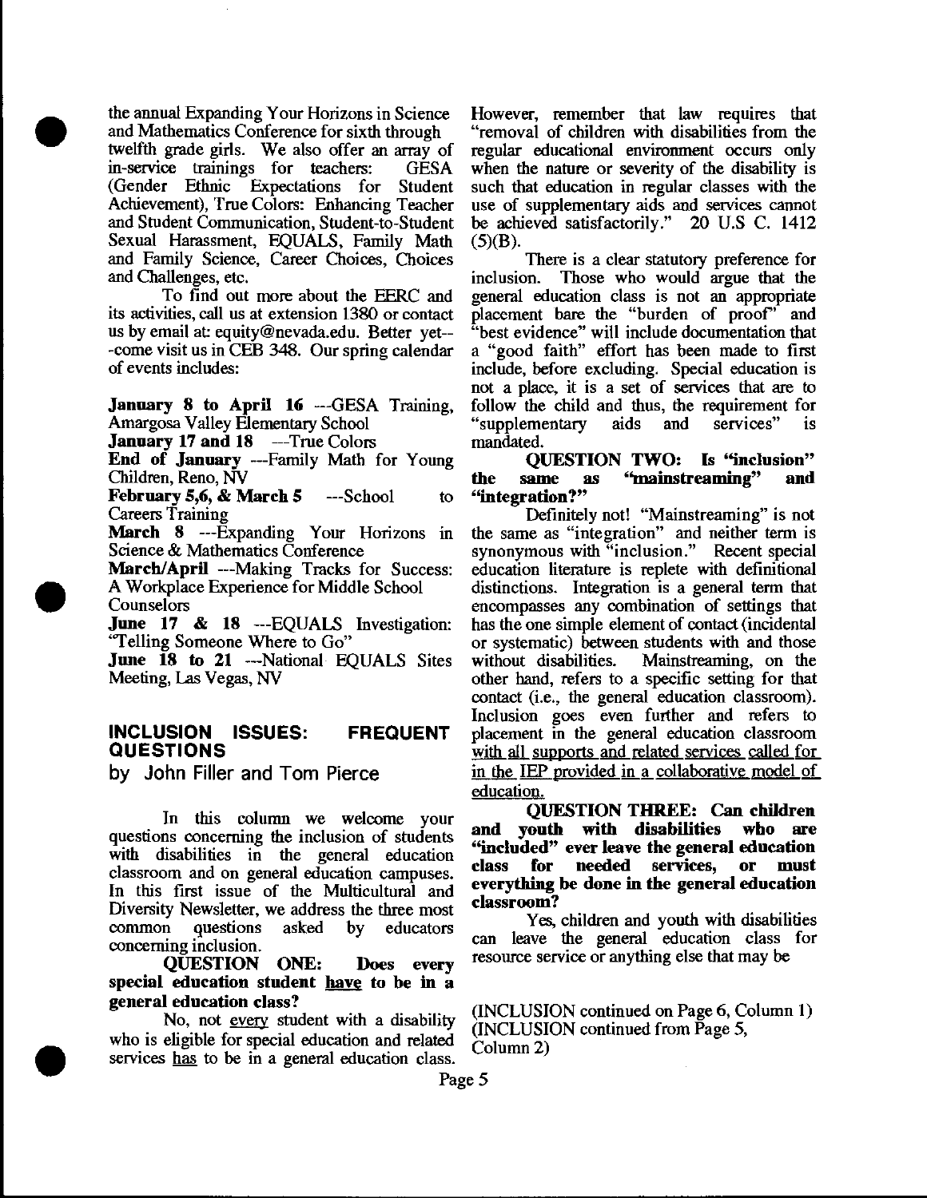the annual Expanding Your Horizons in Science and Mathematics Conference for sixth through twelfth grade girls. We also offer an array of in-service trainings for teachers: GESA (Gender Ethnic Expectations for Student Achievement), True Colors: Enhancing Teacher and Student Communication, Student-to-Student Sexual Harassment, EQUALS, Family Math and Family Science, Career Choices, Choices and Challenges, etc.

To find out more about the EERC and its activities, call us at extension 1380 or contact us by email at: equity@nevada.edu. Better yet---come visit us in CEB 348. Our spring calendar of events includes:

**January 8 to April 16** ---GESA Training, Amargosa Valley Elementary School
**January 17 and 18** ---True Colors
**End of January** ---Family Math for Young Children, Reno, NV
**February 5,6, & March 5** ---School to Careers Training
**March 8** ---Expanding Your Horizons in Science & Mathematics Conference
**March/April** ---Making Tracks for Success: A Workplace Experience for Middle School Counselors
**June 17 & 18** ---EQUALS Investigation: "Telling Someone Where to Go"
**June 18 to 21** ---National EQUALS Sites Meeting, Las Vegas, NV

## INCLUSION ISSUES: FREQUENT QUESTIONS

by John Filler and Tom Pierce

In this column we welcome your questions concerning the inclusion of students with disabilities in the general education classroom and on general education campuses. In this first issue of the Multicultural and Diversity Newsletter, we address the three most common questions asked by educators concerning inclusion.

**QUESTION ONE: Does every special education student have to be in a general education class?**

No, not every student with a disability who is eligible for special education and related services has to be in a general education class. However, remember that law requires that "removal of children with disabilities from the regular educational environment occurs only when the nature or severity of the disability is such that education in regular classes with the use of supplementary aids and services cannot be achieved satisfactorily." 20 U.S C. 1412 (5)(B).

There is a clear statutory preference for inclusion. Those who would argue that the general education class is not an appropriate placement bare the "burden of proof" and "best evidence" will include documentation that a "good faith" effort has been made to first include, before excluding. Special education is not a place, it is a set of services that are to follow the child and thus, the requirement for "supplementary aids and services" is mandated.

**QUESTION TWO: Is "inclusion" the same as "mainstreaming" and "integration?"**

Definitely not! "Mainstreaming" is not the same as "integration" and neither term is synonymous with "inclusion." Recent special education literature is replete with definitional distinctions. Integration is a general term that encompasses any combination of settings that has the one simple element of contact (incidental or systematic) between students with and those without disabilities. Mainstreaming, on the other hand, refers to a specific setting for that contact (i.e., the general education classroom). Inclusion goes even further and refers to placement in the general education classroom with all supports and related services called for in the IEP provided in a collaborative model of education.

**QUESTION THREE: Can children and youth with disabilities who are "included" ever leave the general education class for needed services, or must everything be done in the general education classroom?**

Yes, children and youth with disabilities can leave the general education class for resource service or anything else that may be

(INCLUSION continued on Page 6, Column 1)
(INCLUSION continued from Page 5, Column 2)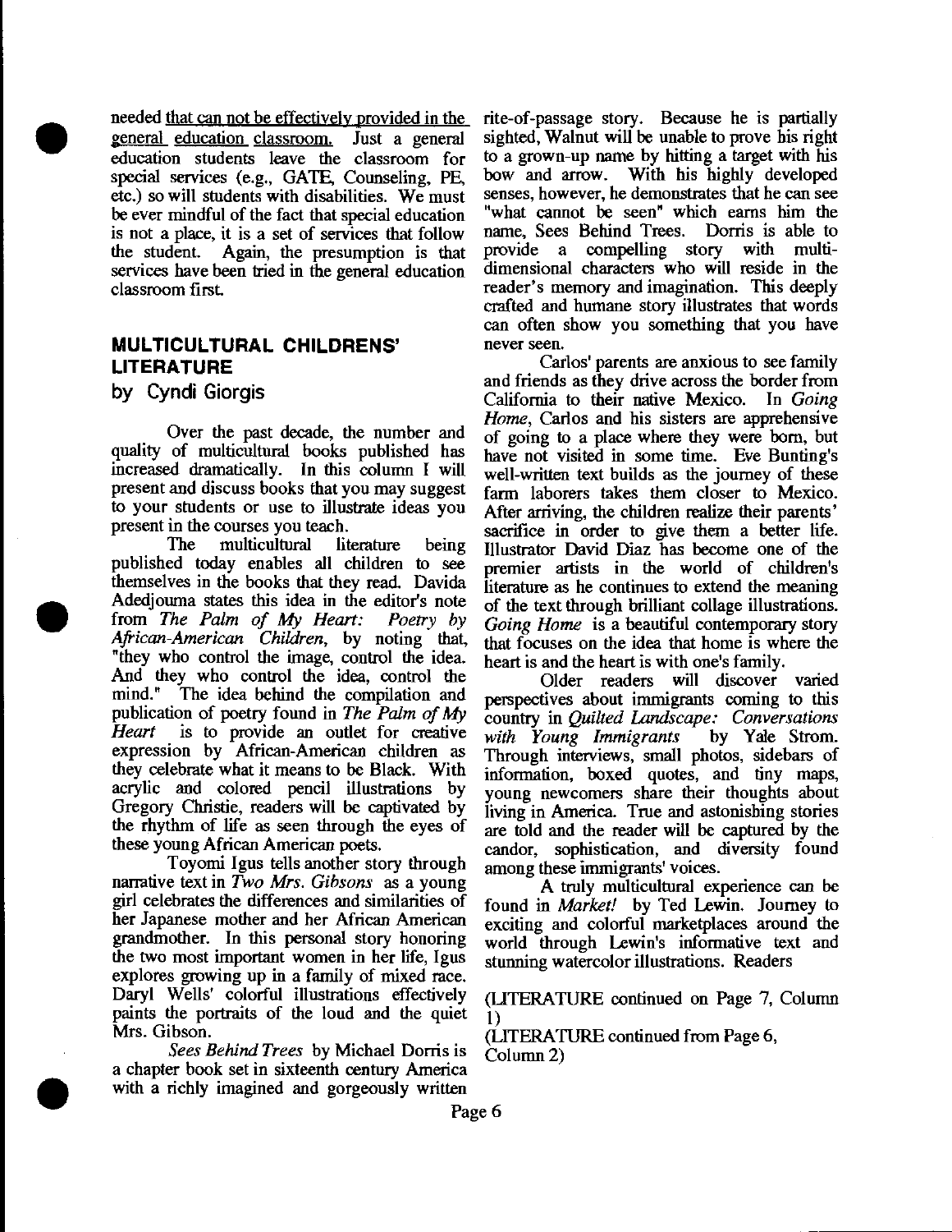needed that can not be effectively provided in the general education classroom. Just a general education students leave the classroom for special services (e.g., GATE, Counseling, PE, etc.) so will students with disabilities. We must be ever mindful of the fact that special education is not a place, it is a set of services that follow the student. Again, the presumption is that services have been tried in the general education classroom first.

## MULTICULTURAL CHILDRENS' LITERATURE

### by Cyndi Giorgis

Over the past decade, the number and quality of multicultural books published has increased dramatically. In this column I will present and discuss books that you may suggest to your students or use to illustrate ideas you present in the courses you teach.

The multicultural literature being published today enables all children to see themselves in the books that they read. Davida Adedjouma states this idea in the editor's note from *The Palm of My Heart: Poetry by African-American Children*, by noting that, "they who control the image, control the idea. And they who control the idea, control the mind." The idea behind the compilation and publication of poetry found in *The Palm of My Heart* is to provide an outlet for creative expression by African-American children as they celebrate what it means to be Black. With acrylic and colored pencil illustrations by Gregory Christie, readers will be captivated by the rhythm of life as seen through the eyes of these young African American poets.

Toyomi Igus tells another story through narrative text in *Two Mrs. Gibsons* as a young girl celebrates the differences and similarities of her Japanese mother and her African American grandmother. In this personal story honoring the two most important women in her life, Igus explores growing up in a family of mixed race. Daryl Wells' colorful illustrations effectively paints the portraits of the loud and the quiet Mrs. Gibson.

*Sees Behind Trees* by Michael Dorris is a chapter book set in sixteenth century America with a richly imagined and gorgeously written rite-of-passage story. Because he is partially sighted, Walnut will be unable to prove his right to a grown-up name by hitting a target with his bow and arrow. With his highly developed senses, however, he demonstrates that he can see "what cannot be seen" which earns him the name, Sees Behind Trees. Dorris is able to provide a compelling story with multi-dimensional characters who will reside in the reader's memory and imagination. This deeply crafted and humane story illustrates that words can often show you something that you have never seen.

Carlos' parents are anxious to see family and friends as they drive across the border from California to their native Mexico. In *Going Home*, Carlos and his sisters are apprehensive of going to a place where they were born, but have not visited in some time. Eve Bunting's well-written text builds as the journey of these farm laborers takes them closer to Mexico. After arriving, the children realize their parents' sacrifice in order to give them a better life. Illustrator David Diaz has become one of the premier artists in the world of children's literature as he continues to extend the meaning of the text through brilliant collage illustrations. *Going Home* is a beautiful contemporary story that focuses on the idea that home is where the heart is and the heart is with one's family.

Older readers will discover varied perspectives about immigrants coming to this country in *Quilted Landscape: Conversations with Young Immigrants* by Yale Strom. Through interviews, small photos, sidebars of information, boxed quotes, and tiny maps, young newcomers share their thoughts about living in America. True and astonishing stories are told and the reader will be captured by the candor, sophistication, and diversity found among these immigrants' voices.

A truly multicultural experience can be found in *Market!* by Ted Lewin. Journey to exciting and colorful marketplaces around the world through Lewin's informative text and stunning watercolor illustrations. Readers

(LITERATURE continued on Page 7, Column 1)

(LITERATURE continued from Page 6, Column 2)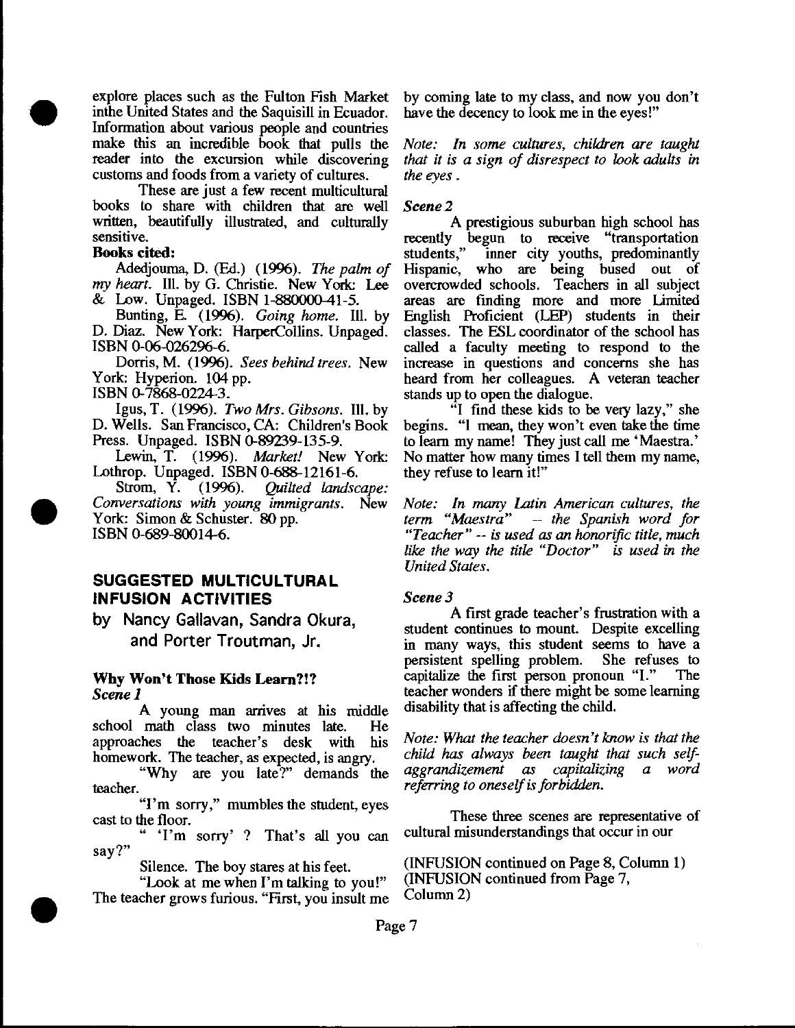explore places such as the Fulton Fish Market inthe United States and the Saquisill in Ecuador. Information about various people and countries make this an incredible book that pulls the reader into the excursion while discovering customs and foods from a variety of cultures.

These are just a few recent multicultural books to share with children that are well written, beautifully illustrated, and culturally sensitive.

**Books cited:**

Adedjouma, D. (Ed.) (1996). *The palm of my heart.* Ill. by G. Christie. New York: Lee & Low. Unpaged. ISBN 1-880000-41-5.

Bunting, E. (1996). *Going home.* Ill. by D. Diaz. New York: HarperCollins. Unpaged. ISBN 0-06-026296-6.

Dorris, M. (1996). *Sees behind trees.* New York: Hyperion. 104 pp. ISBN 0-7868-0224-3.

Igus, T. (1996). *Two Mrs. Gibsons.* Ill. by D. Wells. San Francisco, CA: Children's Book Press. Unpaged. ISBN 0-89239-135-9.

Lewin, T. (1996). *Market!* New York: Lothrop. Unpaged. ISBN 0-688-12161-6.

Strom, Y. (1996). *Quilted landscape: Conversations with young immigrants.* New York: Simon & Schuster. 80 pp. ISBN 0-689-80014-6.

## SUGGESTED MULTICULTURAL INFUSION ACTIVITIES

### by Nancy Gallavan, Sandra Okura, and Porter Troutman, Jr.

**Why Won't Those Kids Learn?!?**

***Scene 1***

A young man arrives at his middle school math class two minutes late. He approaches the teacher's desk with his homework. The teacher, as expected, is angry.

"Why are you late?" demands the teacher.

"I'm sorry," mumbles the student, eyes cast to the floor.

" 'I'm sorry' ? That's all you can say?"

Silence. The boy stares at his feet.

"Look at me when I'm talking to you!" The teacher grows furious. "First, you insult me by coming late to my class, and now you don't have the decency to look me in the eyes!"

*Note: In some cultures, children are taught that it is a sign of disrespect to look adults in the eyes .*

***Scene 2***

A prestigious suburban high school has recently begun to receive "transportation students," inner city youths, predominantly Hispanic, who are being bused out of overcrowded schools. Teachers in all subject areas are finding more and more Limited English Proficient (LEP) students in their classes. The ESL coordinator of the school has called a faculty meeting to respond to the increase in questions and concerns she has heard from her colleagues. A veteran teacher stands up to open the dialogue.

"I find these kids to be very lazy," she begins. "I mean, they won't even take the time to learn my name! They just call me 'Maestra.' No matter how many times I tell them my name, they refuse to learn it!"

*Note: In many Latin American cultures, the term "Maestra" -- the Spanish word for "Teacher" -- is used as an honorific title, much like the way the title "Doctor" is used in the United States.*

***Scene 3***

A first grade teacher's frustration with a student continues to mount. Despite excelling in many ways, this student seems to have a persistent spelling problem. She refuses to capitalize the first person pronoun "I." The teacher wonders if there might be some learning disability that is affecting the child.

*Note: What the teacher doesn't know is that the child has always been taught that such self-aggrandizement as capitalizing a word referring to oneself is forbidden.*

These three scenes are representative of cultural misunderstandings that occur in our

(INFUSION continued on Page 8, Column 1)
(INFUSION continued from Page 7, Column 2)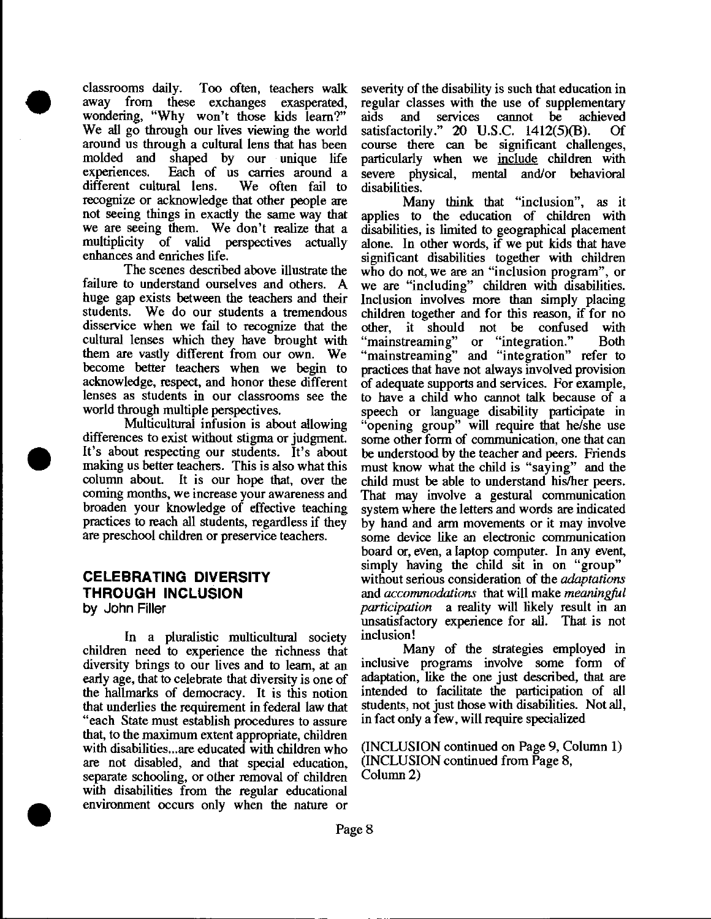classrooms daily. Too often, teachers walk away from these exchanges exasperated, wondering, "Why won't those kids learn?" We all go through our lives viewing the world around us through a cultural lens that has been molded and shaped by our unique life experiences. Each of us carries around a different cultural lens. We often fail to recognize or acknowledge that other people are not seeing things in exactly the same way that we are seeing them. We don't realize that a multiplicity of valid perspectives actually enhances and enriches life.

The scenes described above illustrate the failure to understand ourselves and others. A huge gap exists between the teachers and their students. We do our students a tremendous disservice when we fail to recognize that the cultural lenses which they have brought with them are vastly different from our own. We become better teachers when we begin to acknowledge, respect, and honor these different lenses as students in our classrooms see the world through multiple perspectives.

Multicultural infusion is about allowing differences to exist without stigma or judgment. It's about respecting our students. It's about making us better teachers. This is also what this column about. It is our hope that, over the coming months, we increase your awareness and broaden your knowledge of effective teaching practices to reach all students, regardless if they are preschool children or preservice teachers.

## CELEBRATING DIVERSITY THROUGH INCLUSION

by John Filler

In a pluralistic multicultural society children need to experience the richness that diversity brings to our lives and to learn, at an early age, that to celebrate that diversity is one of the hallmarks of democracy. It is this notion that underlies the requirement in federal law that "each State must establish procedures to assure that, to the maximum extent appropriate, children with disabilities...are educated with children who are not disabled, and that special education, separate schooling, or other removal of children with disabilities from the regular educational environment occurs only when the nature or severity of the disability is such that education in regular classes with the use of supplementary aids and services cannot be achieved satisfactorily." 20 U.S.C. 1412(5)(B). Of course there can be significant challenges, particularly when we include children with severe physical, mental and/or behavioral disabilities.

Many think that "inclusion", as it applies to the education of children with disabilities, is limited to geographical placement alone. In other words, if we put kids that have significant disabilities together with children who do not, we are an "inclusion program", or we are "including" children with disabilities. Inclusion involves more than simply placing children together and for this reason, if for no other, it should not be confused with "mainstreaming" or "integration." Both "mainstreaming" and "integration" refer to practices that have not always involved provision of adequate supports and services. For example, to have a child who cannot talk because of a speech or language disability participate in "opening group" will require that he/she use some other form of communication, one that can be understood by the teacher and peers. Friends must know what the child is "saying" and the child must be able to understand his/her peers. That may involve a gestural communication system where the letters and words are indicated by hand and arm movements or it may involve some device like an electronic communication board or, even, a laptop computer. In any event, simply having the child sit in on "group" without serious consideration of the *adaptations* and *accommodations* that will make *meaningful participation* a reality will likely result in an unsatisfactory experience for all. That is not inclusion!

Many of the strategies employed in inclusive programs involve some form of adaptation, like the one just described, that are intended to facilitate the participation of all students, not just those with disabilities. Not all, in fact only a few, will require specialized

(INCLUSION continued on Page 9, Column 1)
(INCLUSION continued from Page 8, Column 2)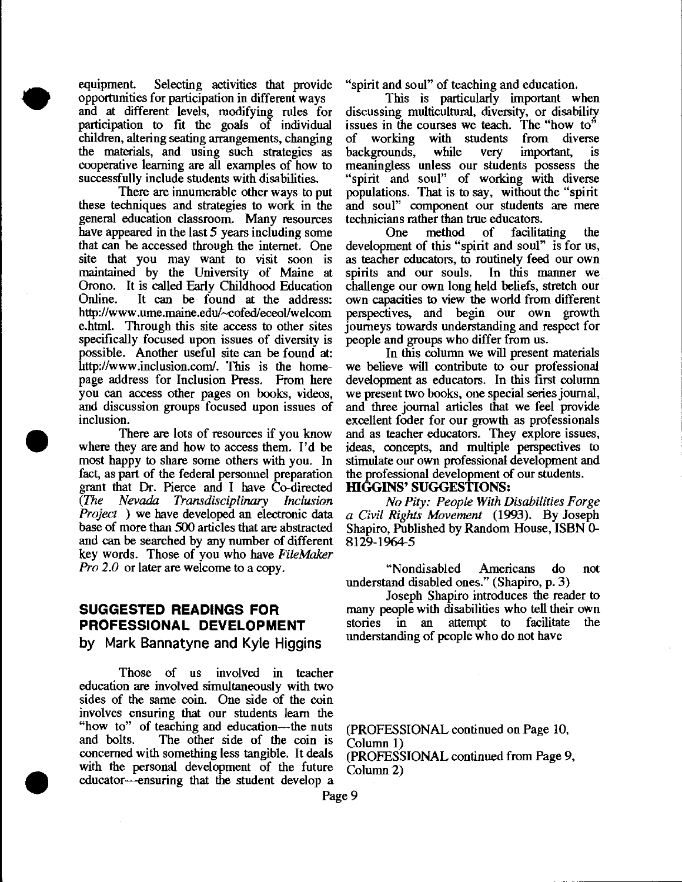equipment. Selecting activities that provide opportunities for participation in different ways and at different levels, modifying rules for participation to fit the goals of individual children, altering seating arrangements, changing the materials, and using such strategies as cooperative learning are all examples of how to successfully include students with disabilities.

There are innumerable other ways to put these techniques and strategies to work in the general education classroom. Many resources have appeared in the last 5 years including some that can be accessed through the internet. One site that you may want to visit soon is maintained by the University of Maine at Orono. It is called Early Childhood Education Online. It can be found at the address: http://www.ume.maine.edu/~cofed/eceol/welcome.html. Through this site access to other sites specifically focused upon issues of diversity is possible. Another useful site can be found at: http://www.inclusion.com/. This is the homepage address for Inclusion Press. From here you can access other pages on books, videos, and discussion groups focused upon issues of inclusion.

There are lots of resources if you know where they are and how to access them. I'd be most happy to share some others with you. In fact, as part of the federal personnel preparation grant that Dr. Pierce and I have Co-directed (*The Nevada Transdisciplinary Inclusion Project* ) we have developed an electronic data base of more than 500 articles that are abstracted and can be searched by any number of different key words. Those of you who have *FileMaker Pro 2.0* or later are welcome to a copy.

## SUGGESTED READINGS FOR PROFESSIONAL DEVELOPMENT

by Mark Bannatyne and Kyle Higgins

Those of us involved in teacher education are involved simultaneously with two sides of the same coin. One side of the coin involves ensuring that our students learn the "how to" of teaching and education—the nuts and bolts. The other side of the coin is concerned with something less tangible. It deals with the personal development of the future educator—ensuring that the student develop a "spirit and soul" of teaching and education.

This is particularly important when discussing multicultural, diversity, or disability issues in the courses we teach. The "how to" of working with students from diverse backgrounds, while very important, is meaningless unless our students possess the "spirit and soul" of working with diverse populations. That is to say, without the "spirit and soul" component our students are mere technicians rather than true educators.

One method of facilitating the development of this "spirit and soul" is for us, as teacher educators, to routinely feed our own spirits and our souls. In this manner we challenge our own long held beliefs, stretch our own capacities to view the world from different perspectives, and begin our own growth journeys towards understanding and respect for people and groups who differ from us.

In this column we will present materials we believe will contribute to our professional development as educators. In this first column we present two books, one special series journal, and three journal articles that we feel provide excellent foder for our growth as professionals and as teacher educators. They explore issues, ideas, concepts, and multiple perspectives to stimulate our own professional development and the professional development of our students.

**HIGGINS' SUGGESTIONS:**

*No Pity: People With Disabilities Forge a Civil Rights Movement* (1993). By Joseph Shapiro, Published by Random House, ISBN 0-8129-1964-5

"Nondisabled Americans do not understand disabled ones." (Shapiro, p. 3)

Joseph Shapiro introduces the reader to many people with disabilities who tell their own stories in an attempt to facilitate the understanding of people who do not have

(PROFESSIONAL continued on Page 10, Column 1)
(PROFESSIONAL continued from Page 9, Column 2)